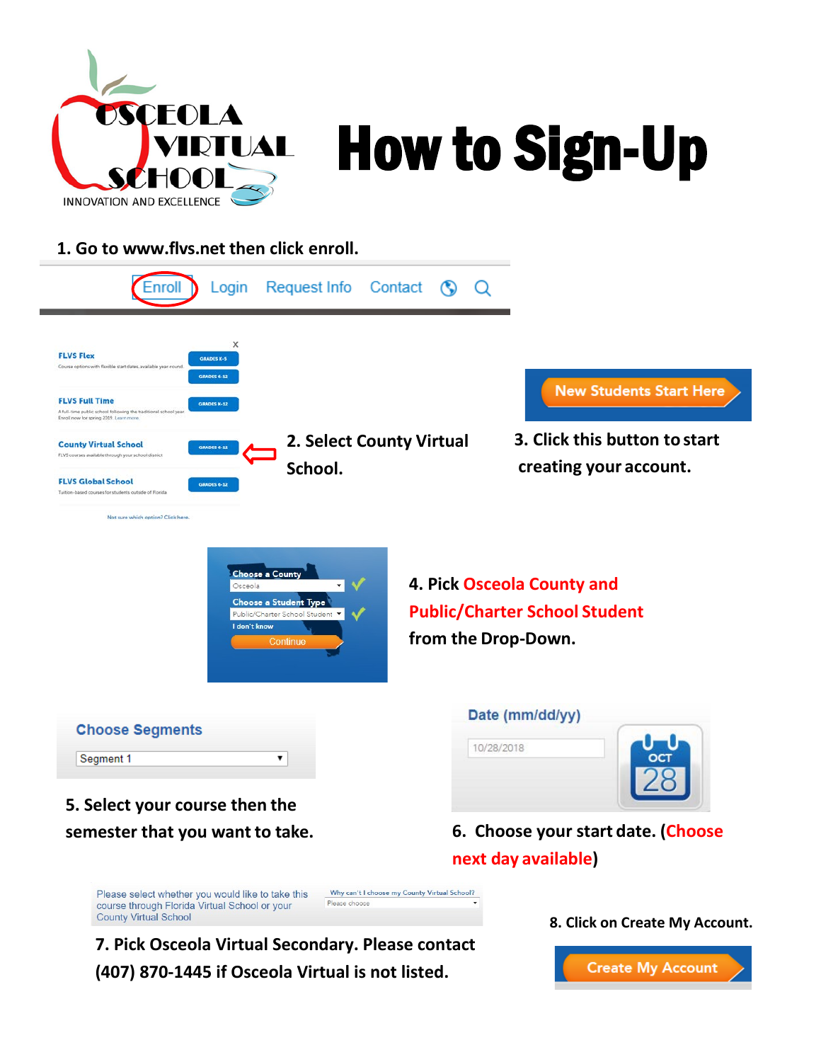OSCEOLA VIRTUAL SCHOOL

INNOVATION AND EXCELLENCE

# How to Sign-Up

**1. Go to www.flvs.net then click enroll.**

Enroll | Login | Request Info | Contact

**2. Select County Virtual School.**

**3. Click this button to start creating your account.**

New Students Start Here

**4. Pick Osceola County and Public/Charter School Student from the Drop-Down.**

**5. Select your course then the semester that you want to take.**

Choose Segments

**6. Choose your start date. (Choose next day available)**

Date (mm/dd/yy)

**7. Pick Osceola Virtual Secondary. Please contact (407) 870-1445 if Osceola Virtual is not listed.**

Please select whether you would like to take this course through Florida Virtual School or your County Virtual School

**8. Click on Create My Account.**

Create My Account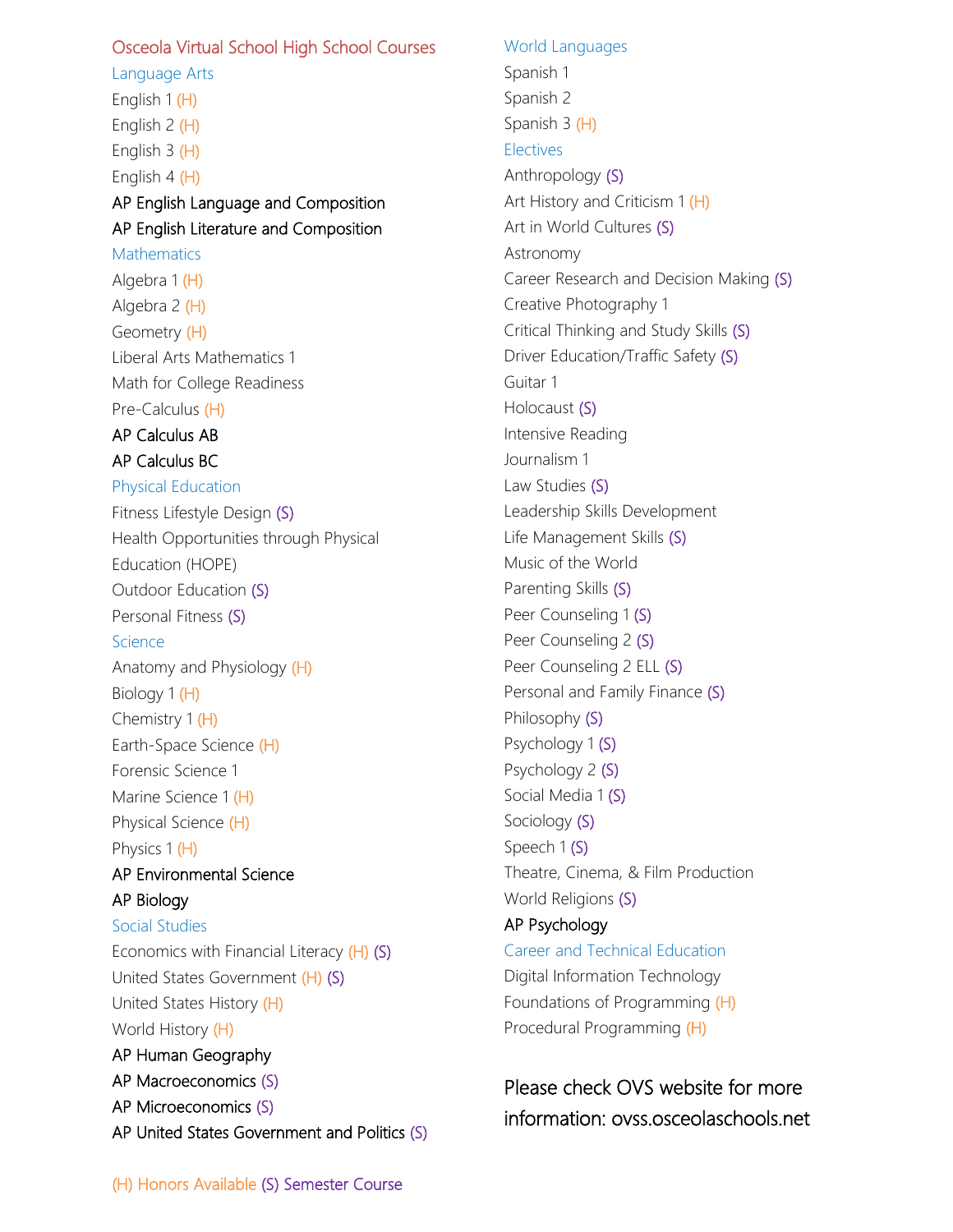# Osceola Virtual School High School Courses

## Language Arts

English 1 (H)
English 2 (H)
English 3 (H)
English 4 (H)
AP English Language and Composition
AP English Literature and Composition

## Mathematics

Algebra 1 (H)
Algebra 2 (H)
Geometry (H)
Liberal Arts Mathematics 1
Math for College Readiness
Pre-Calculus (H)
AP Calculus AB
AP Calculus BC

## Physical Education

Fitness Lifestyle Design (S)
Health Opportunities through Physical Education (HOPE)
Outdoor Education (S)
Personal Fitness (S)

## Science

Anatomy and Physiology (H)
Biology 1 (H)
Chemistry 1 (H)
Earth-Space Science (H)
Forensic Science 1
Marine Science 1 (H)
Physical Science (H)
Physics 1 (H)
AP Environmental Science
AP Biology

## Social Studies

Economics with Financial Literacy (H) (S)
United States Government (H) (S)
United States History (H)
World History (H)
AP Human Geography
AP Macroeconomics (S)
AP Microeconomics (S)
AP United States Government and Politics (S)

## World Languages

Spanish 1
Spanish 2
Spanish 3 (H)

## Electives

Anthropology (S)
Art History and Criticism 1 (H)
Art in World Cultures (S)
Astronomy
Career Research and Decision Making (S)
Creative Photography 1
Critical Thinking and Study Skills (S)
Driver Education/Traffic Safety (S)
Guitar 1
Holocaust (S)
Intensive Reading
Journalism 1
Law Studies (S)
Leadership Skills Development
Life Management Skills (S)
Music of the World
Parenting Skills (S)
Peer Counseling 1 (S)
Peer Counseling 2 (S)
Peer Counseling 2 ELL (S)
Personal and Family Finance (S)
Philosophy (S)
Psychology 1 (S)
Psychology 2 (S)
Social Media 1 (S)
Sociology (S)
Speech 1 (S)
Theatre, Cinema, & Film Production
World Religions (S)
AP Psychology

## Career and Technical Education

Digital Information Technology
Foundations of Programming (H)
Procedural Programming (H)

Please check OVS website for more information: ovss.osceolaschools.net

(H) Honors Available (S) Semester Course